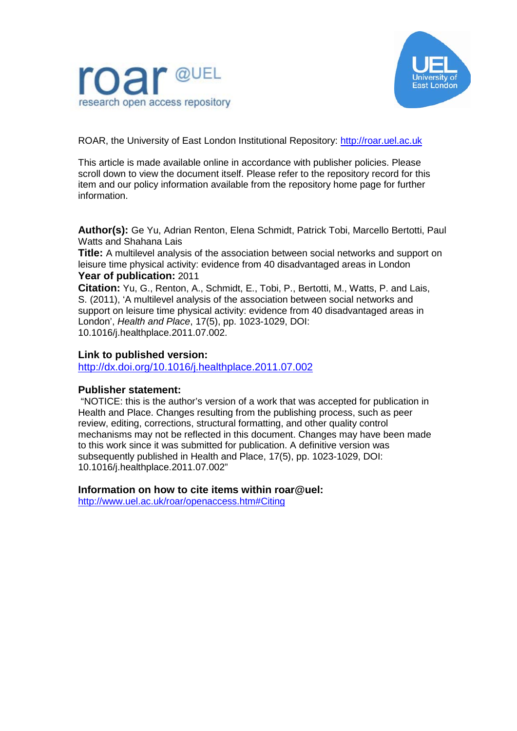roar @UEL
research open access repository

UEL University of East London

ROAR, the University of East London Institutional Repository: http://roar.uel.ac.uk

This article is made available online in accordance with publisher policies. Please scroll down to view the document itself. Please refer to the repository record for this item and our policy information available from the repository home page for further information.

**Author(s):** Ge Yu, Adrian Renton, Elena Schmidt, Patrick Tobi, Marcello Bertotti, Paul Watts and Shahana Lais

**Title:** A multilevel analysis of the association between social networks and support on leisure time physical activity: evidence from 40 disadvantaged areas in London

**Year of publication:** 2011

**Citation:** Yu, G., Renton, A., Schmidt, E., Tobi, P., Bertotti, M., Watts, P. and Lais, S. (2011), 'A multilevel analysis of the association between social networks and support on leisure time physical activity: evidence from 40 disadvantaged areas in London', *Health and Place*, 17(5), pp. 1023-1029, DOI: 10.1016/j.healthplace.2011.07.002.

**Link to published version:**
http://dx.doi.org/10.1016/j.healthplace.2011.07.002

**Publisher statement:**
"NOTICE: this is the author's version of a work that was accepted for publication in Health and Place. Changes resulting from the publishing process, such as peer review, editing, corrections, structural formatting, and other quality control mechanisms may not be reflected in this document. Changes may have been made to this work since it was submitted for publication. A definitive version was subsequently published in Health and Place, 17(5), pp. 1023-1029, DOI: 10.1016/j.healthplace.2011.07.002"

**Information on how to cite items within roar@uel:**
http://www.uel.ac.uk/roar/openaccess.htm#Citing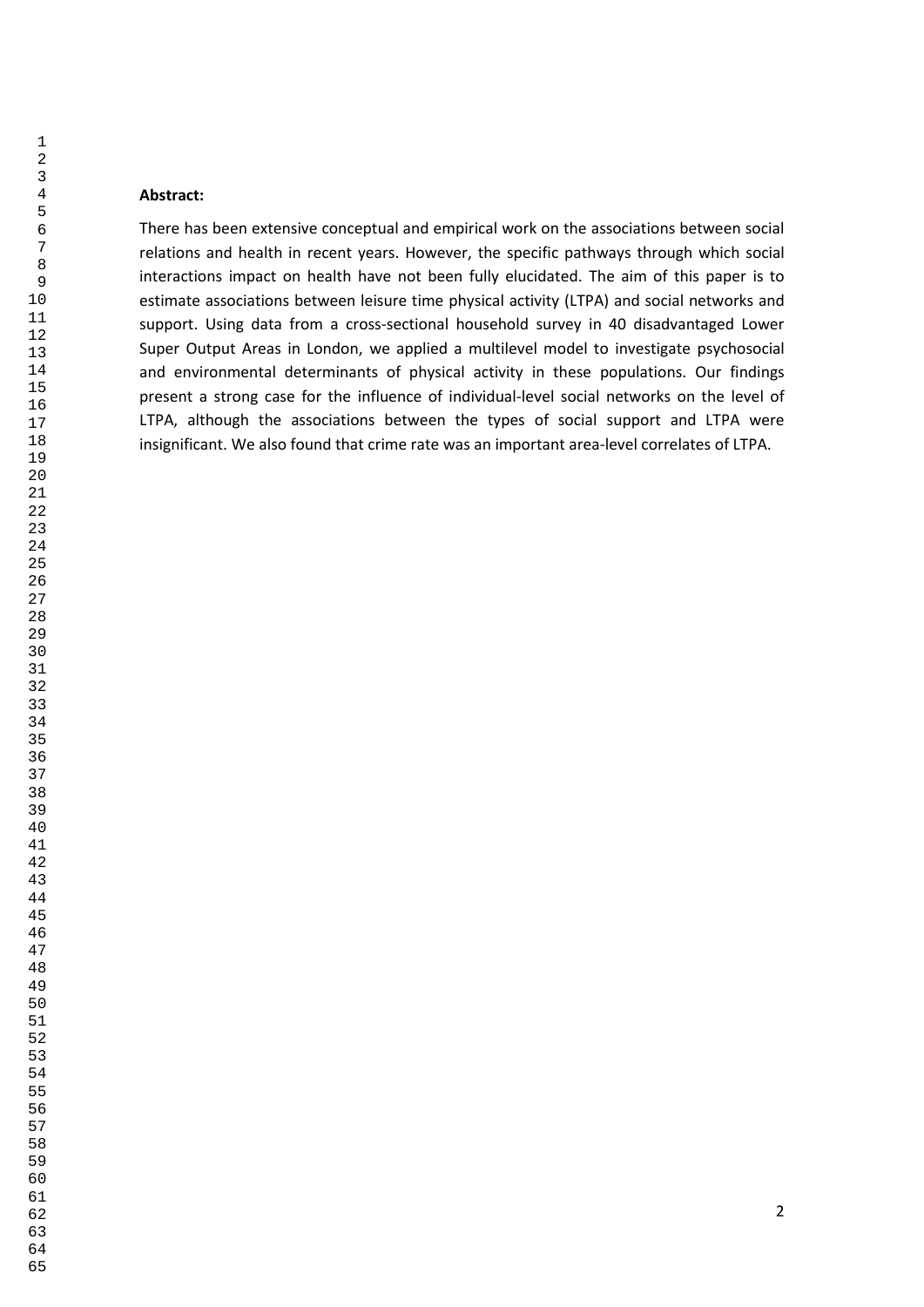**Abstract:**

There has been extensive conceptual and empirical work on the associations between social relations and health in recent years. However, the specific pathways through which social interactions impact on health have not been fully elucidated. The aim of this paper is to estimate associations between leisure time physical activity (LTPA) and social networks and support. Using data from a cross-sectional household survey in 40 disadvantaged Lower Super Output Areas in London, we applied a multilevel model to investigate psychosocial and environmental determinants of physical activity in these populations. Our findings present a strong case for the influence of individual-level social networks on the level of LTPA, although the associations between the types of social support and LTPA were insignificant. We also found that crime rate was an important area-level correlates of LTPA.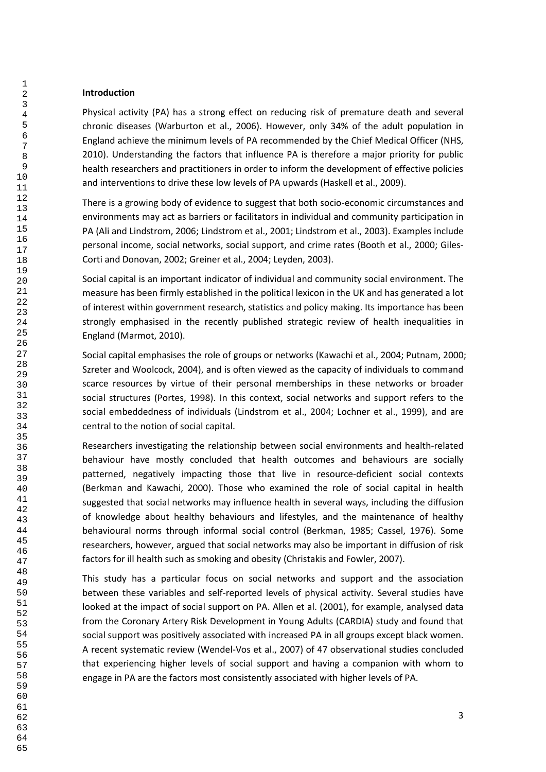## Introduction

Physical activity (PA) has a strong effect on reducing risk of premature death and several chronic diseases (Warburton et al., 2006). However, only 34% of the adult population in England achieve the minimum levels of PA recommended by the Chief Medical Officer (NHS, 2010). Understanding the factors that influence PA is therefore a major priority for public health researchers and practitioners in order to inform the development of effective policies and interventions to drive these low levels of PA upwards (Haskell et al., 2009).

There is a growing body of evidence to suggest that both socio-economic circumstances and environments may act as barriers or facilitators in individual and community participation in PA (Ali and Lindstrom, 2006; Lindstrom et al., 2001; Lindstrom et al., 2003). Examples include personal income, social networks, social support, and crime rates (Booth et al., 2000; Giles-Corti and Donovan, 2002; Greiner et al., 2004; Leyden, 2003).

Social capital is an important indicator of individual and community social environment. The measure has been firmly established in the political lexicon in the UK and has generated a lot of interest within government research, statistics and policy making. Its importance has been strongly emphasised in the recently published strategic review of health inequalities in England (Marmot, 2010).

Social capital emphasises the role of groups or networks (Kawachi et al., 2004; Putnam, 2000; Szreter and Woolcock, 2004), and is often viewed as the capacity of individuals to command scarce resources by virtue of their personal memberships in these networks or broader social structures (Portes, 1998). In this context, social networks and support refers to the social embeddedness of individuals (Lindstrom et al., 2004; Lochner et al., 1999), and are central to the notion of social capital.

Researchers investigating the relationship between social environments and health-related behaviour have mostly concluded that health outcomes and behaviours are socially patterned, negatively impacting those that live in resource-deficient social contexts (Berkman and Kawachi, 2000). Those who examined the role of social capital in health suggested that social networks may influence health in several ways, including the diffusion of knowledge about healthy behaviours and lifestyles, and the maintenance of healthy behavioural norms through informal social control (Berkman, 1985; Cassel, 1976). Some researchers, however, argued that social networks may also be important in diffusion of risk factors for ill health such as smoking and obesity (Christakis and Fowler, 2007).

This study has a particular focus on social networks and support and the association between these variables and self-reported levels of physical activity. Several studies have looked at the impact of social support on PA. Allen et al. (2001), for example, analysed data from the Coronary Artery Risk Development in Young Adults (CARDIA) study and found that social support was positively associated with increased PA in all groups except black women. A recent systematic review (Wendel-Vos et al., 2007) of 47 observational studies concluded that experiencing higher levels of social support and having a companion with whom to engage in PA are the factors most consistently associated with higher levels of PA.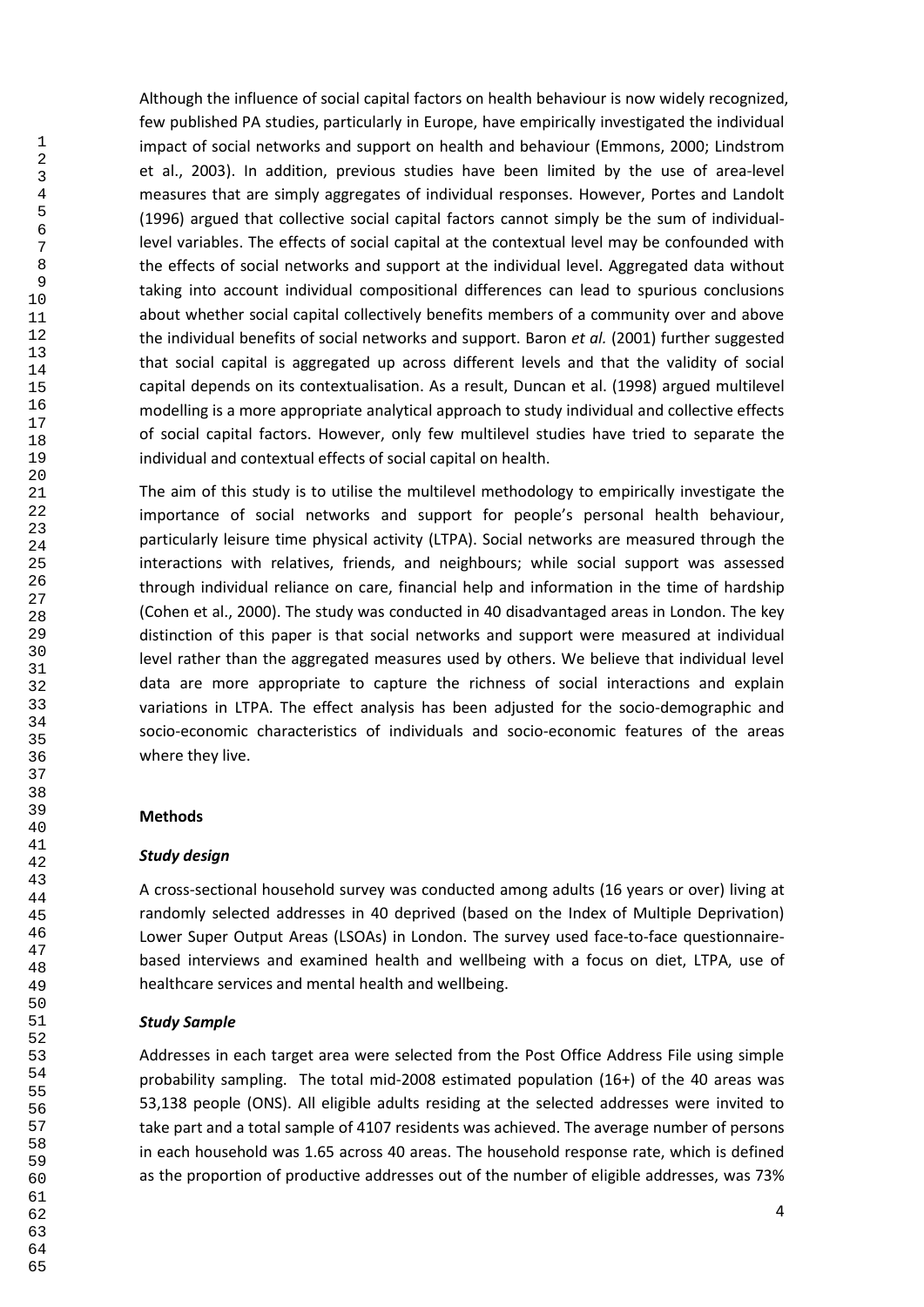Although the influence of social capital factors on health behaviour is now widely recognized, few published PA studies, particularly in Europe, have empirically investigated the individual impact of social networks and support on health and behaviour (Emmons, 2000; Lindstrom et al., 2003). In addition, previous studies have been limited by the use of area-level measures that are simply aggregates of individual responses. However, Portes and Landolt (1996) argued that collective social capital factors cannot simply be the sum of individual-level variables. The effects of social capital at the contextual level may be confounded with the effects of social networks and support at the individual level. Aggregated data without taking into account individual compositional differences can lead to spurious conclusions about whether social capital collectively benefits members of a community over and above the individual benefits of social networks and support. Baron *et al.* (2001) further suggested that social capital is aggregated up across different levels and that the validity of social capital depends on its contextualisation. As a result, Duncan et al. (1998) argued multilevel modelling is a more appropriate analytical approach to study individual and collective effects of social capital factors. However, only few multilevel studies have tried to separate the individual and contextual effects of social capital on health.

The aim of this study is to utilise the multilevel methodology to empirically investigate the importance of social networks and support for people's personal health behaviour, particularly leisure time physical activity (LTPA). Social networks are measured through the interactions with relatives, friends, and neighbours; while social support was assessed through individual reliance on care, financial help and information in the time of hardship (Cohen et al., 2000). The study was conducted in 40 disadvantaged areas in London. The key distinction of this paper is that social networks and support were measured at individual level rather than the aggregated measures used by others. We believe that individual level data are more appropriate to capture the richness of social interactions and explain variations in LTPA. The effect analysis has been adjusted for the socio-demographic and socio-economic characteristics of individuals and socio-economic features of the areas where they live.

## Methods

### *Study design*

A cross-sectional household survey was conducted among adults (16 years or over) living at randomly selected addresses in 40 deprived (based on the Index of Multiple Deprivation) Lower Super Output Areas (LSOAs) in London. The survey used face-to-face questionnaire-based interviews and examined health and wellbeing with a focus on diet, LTPA, use of healthcare services and mental health and wellbeing.

### *Study Sample*

Addresses in each target area were selected from the Post Office Address File using simple probability sampling. The total mid-2008 estimated population (16+) of the 40 areas was 53,138 people (ONS). All eligible adults residing at the selected addresses were invited to take part and a total sample of 4107 residents was achieved. The average number of persons in each household was 1.65 across 40 areas. The household response rate, which is defined as the proportion of productive addresses out of the number of eligible addresses, was 73%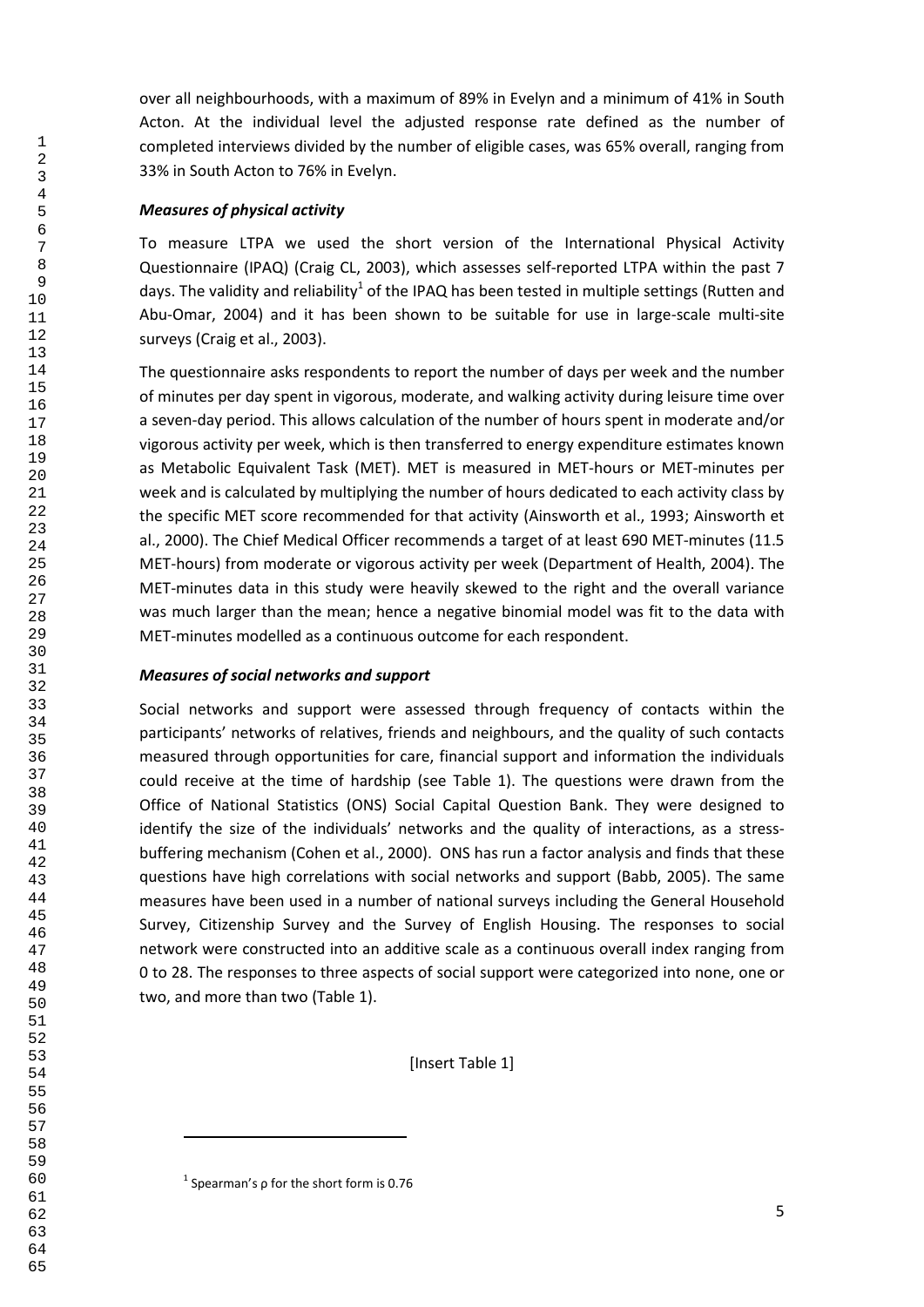over all neighbourhoods, with a maximum of 89% in Evelyn and a minimum of 41% in South Acton. At the individual level the adjusted response rate defined as the number of completed interviews divided by the number of eligible cases, was 65% overall, ranging from 33% in South Acton to 76% in Evelyn.

### *Measures of physical activity*

To measure LTPA we used the short version of the International Physical Activity Questionnaire (IPAQ) (Craig CL, 2003), which assesses self-reported LTPA within the past 7 days. The validity and reliability[1] of the IPAQ has been tested in multiple settings (Rutten and Abu-Omar, 2004) and it has been shown to be suitable for use in large-scale multi-site surveys (Craig et al., 2003).

The questionnaire asks respondents to report the number of days per week and the number of minutes per day spent in vigorous, moderate, and walking activity during leisure time over a seven-day period. This allows calculation of the number of hours spent in moderate and/or vigorous activity per week, which is then transferred to energy expenditure estimates known as Metabolic Equivalent Task (MET). MET is measured in MET-hours or MET-minutes per week and is calculated by multiplying the number of hours dedicated to each activity class by the specific MET score recommended for that activity (Ainsworth et al., 1993; Ainsworth et al., 2000). The Chief Medical Officer recommends a target of at least 690 MET-minutes (11.5 MET-hours) from moderate or vigorous activity per week (Department of Health, 2004). The MET-minutes data in this study were heavily skewed to the right and the overall variance was much larger than the mean; hence a negative binomial model was fit to the data with MET-minutes modelled as a continuous outcome for each respondent.

### *Measures of social networks and support*

Social networks and support were assessed through frequency of contacts within the participants' networks of relatives, friends and neighbours, and the quality of such contacts measured through opportunities for care, financial support and information the individuals could receive at the time of hardship (see Table 1). The questions were drawn from the Office of National Statistics (ONS) Social Capital Question Bank. They were designed to identify the size of the individuals' networks and the quality of interactions, as a stress-buffering mechanism (Cohen et al., 2000). ONS has run a factor analysis and finds that these questions have high correlations with social networks and support (Babb, 2005). The same measures have been used in a number of national surveys including the General Household Survey, Citizenship Survey and the Survey of English Housing. The responses to social network were constructed into an additive scale as a continuous overall index ranging from 0 to 28. The responses to three aspects of social support were categorized into none, one or two, and more than two (Table 1).

[Insert Table 1]

[1] Spearman's ρ for the short form is 0.76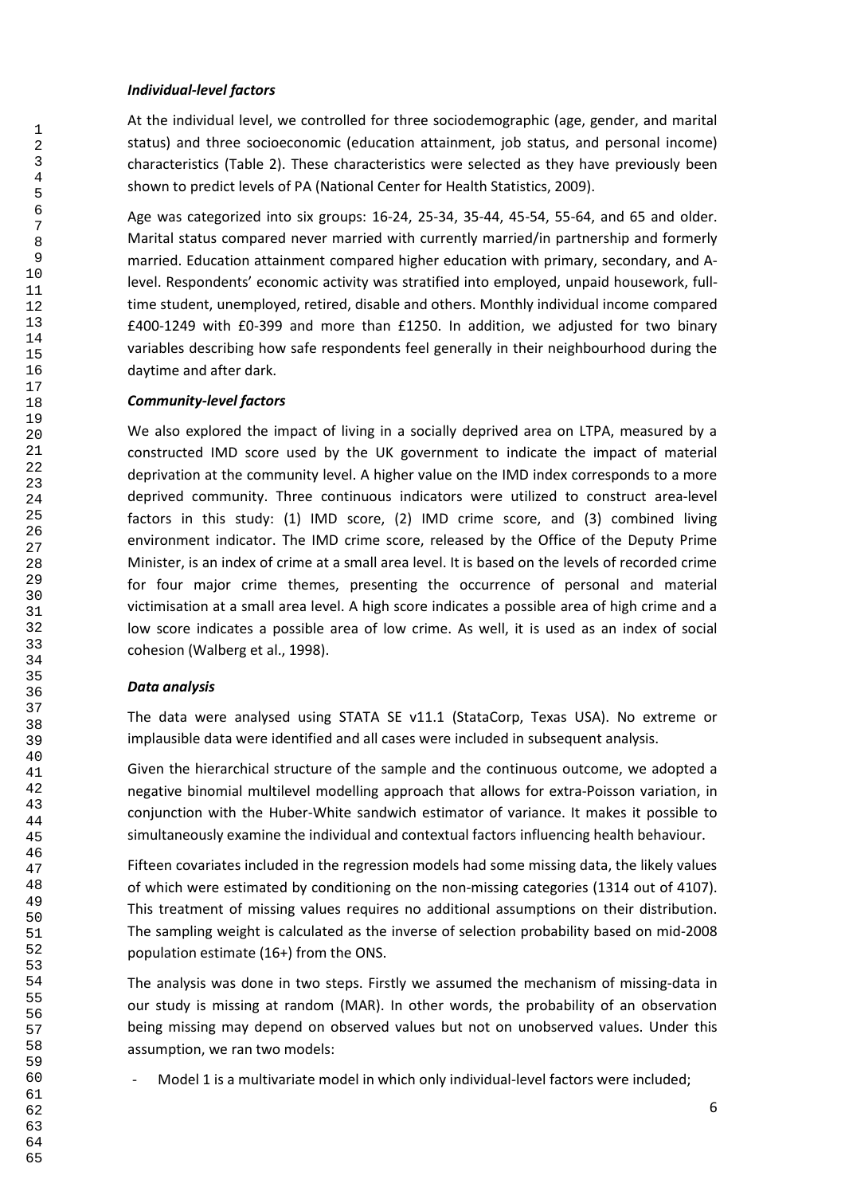***Individual-level factors***

At the individual level, we controlled for three sociodemographic (age, gender, and marital status) and three socioeconomic (education attainment, job status, and personal income) characteristics (Table 2). These characteristics were selected as they have previously been shown to predict levels of PA (National Center for Health Statistics, 2009).

Age was categorized into six groups: 16-24, 25-34, 35-44, 45-54, 55-64, and 65 and older. Marital status compared never married with currently married/in partnership and formerly married. Education attainment compared higher education with primary, secondary, and A-level. Respondents' economic activity was stratified into employed, unpaid housework, full-time student, unemployed, retired, disable and others. Monthly individual income compared £400-1249 with £0-399 and more than £1250. In addition, we adjusted for two binary variables describing how safe respondents feel generally in their neighbourhood during the daytime and after dark.

***Community-level factors***

We also explored the impact of living in a socially deprived area on LTPA, measured by a constructed IMD score used by the UK government to indicate the impact of material deprivation at the community level. A higher value on the IMD index corresponds to a more deprived community. Three continuous indicators were utilized to construct area-level factors in this study: (1) IMD score, (2) IMD crime score, and (3) combined living environment indicator. The IMD crime score, released by the Office of the Deputy Prime Minister, is an index of crime at a small area level. It is based on the levels of recorded crime for four major crime themes, presenting the occurrence of personal and material victimisation at a small area level. A high score indicates a possible area of high crime and a low score indicates a possible area of low crime. As well, it is used as an index of social cohesion (Walberg et al., 1998).

***Data analysis***

The data were analysed using STATA SE v11.1 (StataCorp, Texas USA). No extreme or implausible data were identified and all cases were included in subsequent analysis.

Given the hierarchical structure of the sample and the continuous outcome, we adopted a negative binomial multilevel modelling approach that allows for extra-Poisson variation, in conjunction with the Huber-White sandwich estimator of variance. It makes it possible to simultaneously examine the individual and contextual factors influencing health behaviour.

Fifteen covariates included in the regression models had some missing data, the likely values of which were estimated by conditioning on the non-missing categories (1314 out of 4107). This treatment of missing values requires no additional assumptions on their distribution. The sampling weight is calculated as the inverse of selection probability based on mid-2008 population estimate (16+) from the ONS.

The analysis was done in two steps. Firstly we assumed the mechanism of missing-data in our study is missing at random (MAR). In other words, the probability of an observation being missing may depend on observed values but not on unobserved values. Under this assumption, we ran two models:

- Model 1 is a multivariate model in which only individual-level factors were included;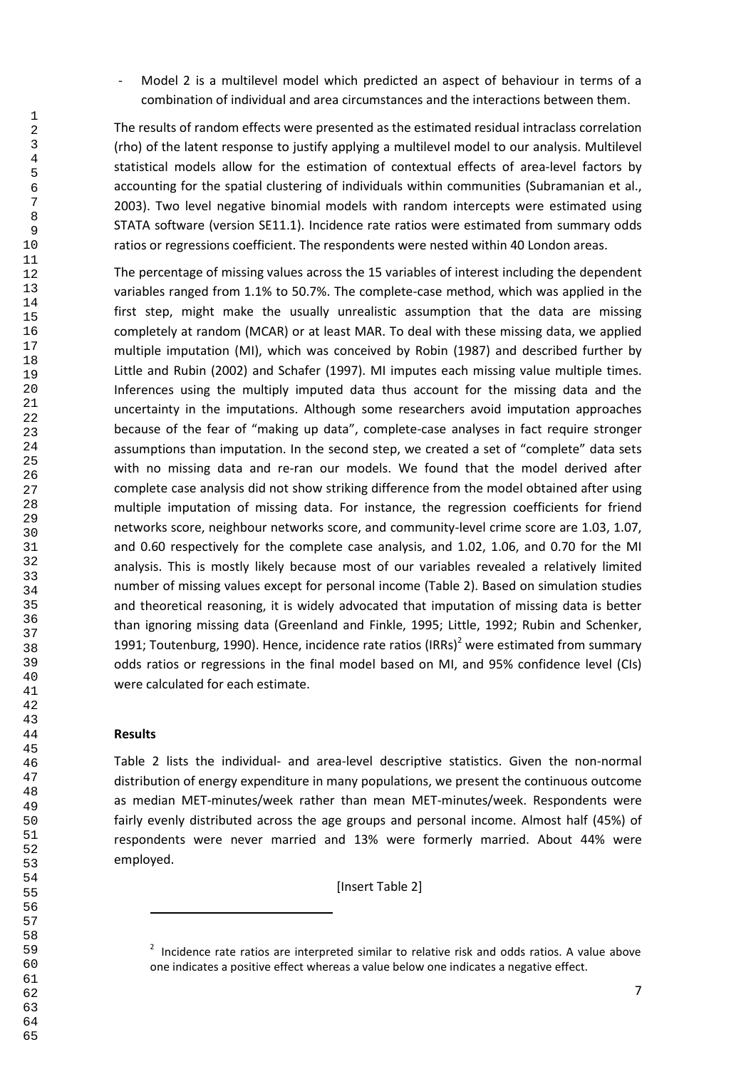- Model 2 is a multilevel model which predicted an aspect of behaviour in terms of a combination of individual and area circumstances and the interactions between them.

The results of random effects were presented as the estimated residual intraclass correlation (rho) of the latent response to justify applying a multilevel model to our analysis. Multilevel statistical models allow for the estimation of contextual effects of area-level factors by accounting for the spatial clustering of individuals within communities (Subramanian et al., 2003). Two level negative binomial models with random intercepts were estimated using STATA software (version SE11.1). Incidence rate ratios were estimated from summary odds ratios or regressions coefficient. The respondents were nested within 40 London areas.

The percentage of missing values across the 15 variables of interest including the dependent variables ranged from 1.1% to 50.7%. The complete-case method, which was applied in the first step, might make the usually unrealistic assumption that the data are missing completely at random (MCAR) or at least MAR. To deal with these missing data, we applied multiple imputation (MI), which was conceived by Robin (1987) and described further by Little and Rubin (2002) and Schafer (1997). MI imputes each missing value multiple times. Inferences using the multiply imputed data thus account for the missing data and the uncertainty in the imputations. Although some researchers avoid imputation approaches because of the fear of "making up data", complete-case analyses in fact require stronger assumptions than imputation. In the second step, we created a set of "complete" data sets with no missing data and re-ran our models. We found that the model derived after complete case analysis did not show striking difference from the model obtained after using multiple imputation of missing data. For instance, the regression coefficients for friend networks score, neighbour networks score, and community-level crime score are 1.03, 1.07, and 0.60 respectively for the complete case analysis, and 1.02, 1.06, and 0.70 for the MI analysis. This is mostly likely because most of our variables revealed a relatively limited number of missing values except for personal income (Table 2). Based on simulation studies and theoretical reasoning, it is widely advocated that imputation of missing data is better than ignoring missing data (Greenland and Finkle, 1995; Little, 1992; Rubin and Schenker, 1991; Toutenburg, 1990). Hence, incidence rate ratios (IRRs)[2] were estimated from summary odds ratios or regressions in the final model based on MI, and 95% confidence level (CIs) were calculated for each estimate.

## Results

Table 2 lists the individual- and area-level descriptive statistics. Given the non-normal distribution of energy expenditure in many populations, we present the continuous outcome as median MET-minutes/week rather than mean MET-minutes/week. Respondents were fairly evenly distributed across the age groups and personal income. Almost half (45%) of respondents were never married and 13% were formerly married. About 44% were employed.

[Insert Table 2]

[2] Incidence rate ratios are interpreted similar to relative risk and odds ratios. A value above one indicates a positive effect whereas a value below one indicates a negative effect.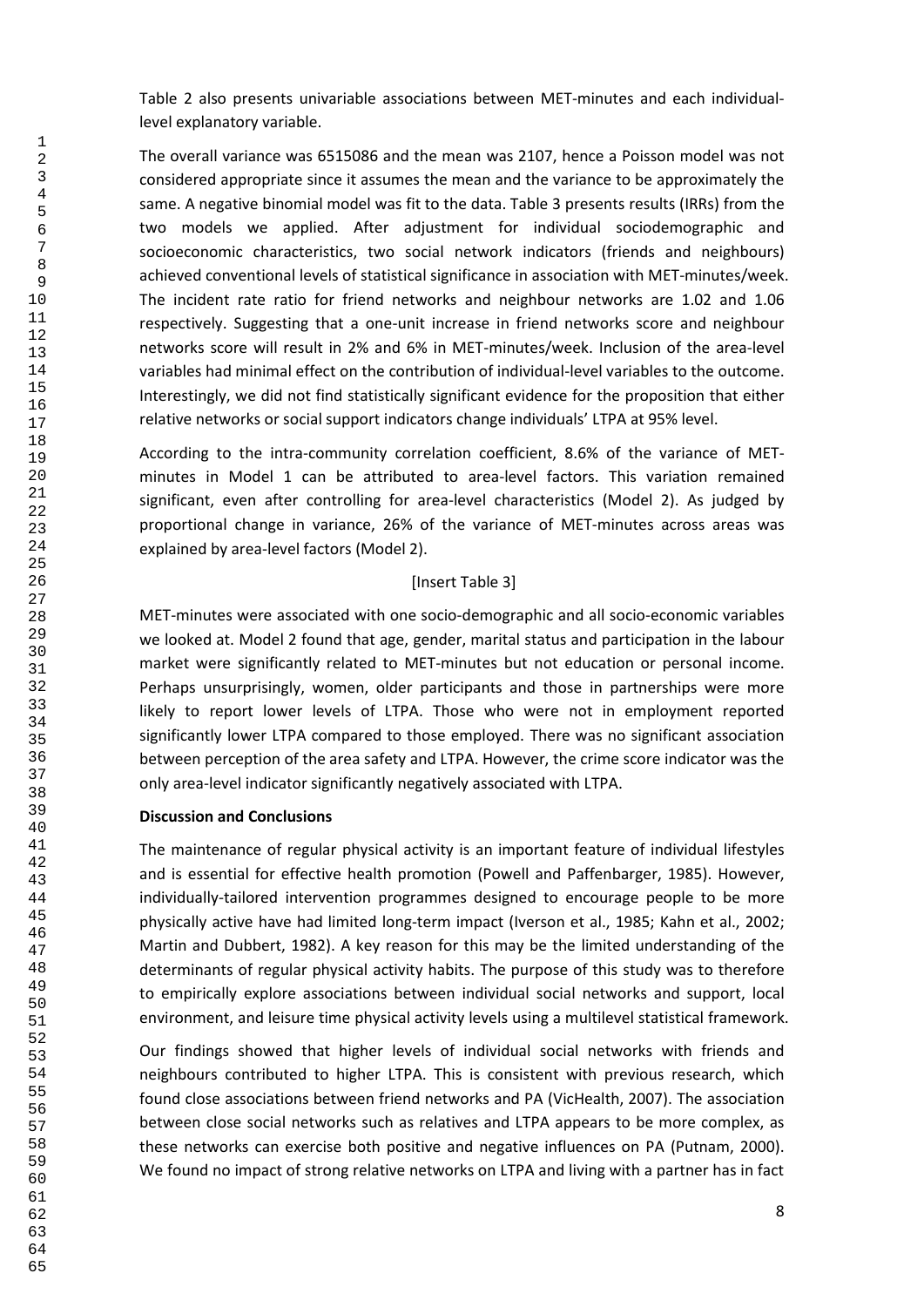Table 2 also presents univariable associations between MET-minutes and each individual-level explanatory variable.

The overall variance was 6515086 and the mean was 2107, hence a Poisson model was not considered appropriate since it assumes the mean and the variance to be approximately the same. A negative binomial model was fit to the data. Table 3 presents results (IRRs) from the two models we applied. After adjustment for individual sociodemographic and socioeconomic characteristics, two social network indicators (friends and neighbours) achieved conventional levels of statistical significance in association with MET-minutes/week. The incident rate ratio for friend networks and neighbour networks are 1.02 and 1.06 respectively. Suggesting that a one-unit increase in friend networks score and neighbour networks score will result in 2% and 6% in MET-minutes/week. Inclusion of the area-level variables had minimal effect on the contribution of individual-level variables to the outcome. Interestingly, we did not find statistically significant evidence for the proposition that either relative networks or social support indicators change individuals' LTPA at 95% level.

According to the intra-community correlation coefficient, 8.6% of the variance of MET-minutes in Model 1 can be attributed to area-level factors. This variation remained significant, even after controlling for area-level characteristics (Model 2). As judged by proportional change in variance, 26% of the variance of MET-minutes across areas was explained by area-level factors (Model 2).

[Insert Table 3]

MET-minutes were associated with one socio-demographic and all socio-economic variables we looked at. Model 2 found that age, gender, marital status and participation in the labour market were significantly related to MET-minutes but not education or personal income. Perhaps unsurprisingly, women, older participants and those in partnerships were more likely to report lower levels of LTPA. Those who were not in employment reported significantly lower LTPA compared to those employed. There was no significant association between perception of the area safety and LTPA. However, the crime score indicator was the only area-level indicator significantly negatively associated with LTPA.

**Discussion and Conclusions**

The maintenance of regular physical activity is an important feature of individual lifestyles and is essential for effective health promotion (Powell and Paffenbarger, 1985). However, individually-tailored intervention programmes designed to encourage people to be more physically active have had limited long-term impact (Iverson et al., 1985; Kahn et al., 2002; Martin and Dubbert, 1982). A key reason for this may be the limited understanding of the determinants of regular physical activity habits. The purpose of this study was to therefore to empirically explore associations between individual social networks and support, local environment, and leisure time physical activity levels using a multilevel statistical framework.

Our findings showed that higher levels of individual social networks with friends and neighbours contributed to higher LTPA. This is consistent with previous research, which found close associations between friend networks and PA (VicHealth, 2007). The association between close social networks such as relatives and LTPA appears to be more complex, as these networks can exercise both positive and negative influences on PA (Putnam, 2000). We found no impact of strong relative networks on LTPA and living with a partner has in fact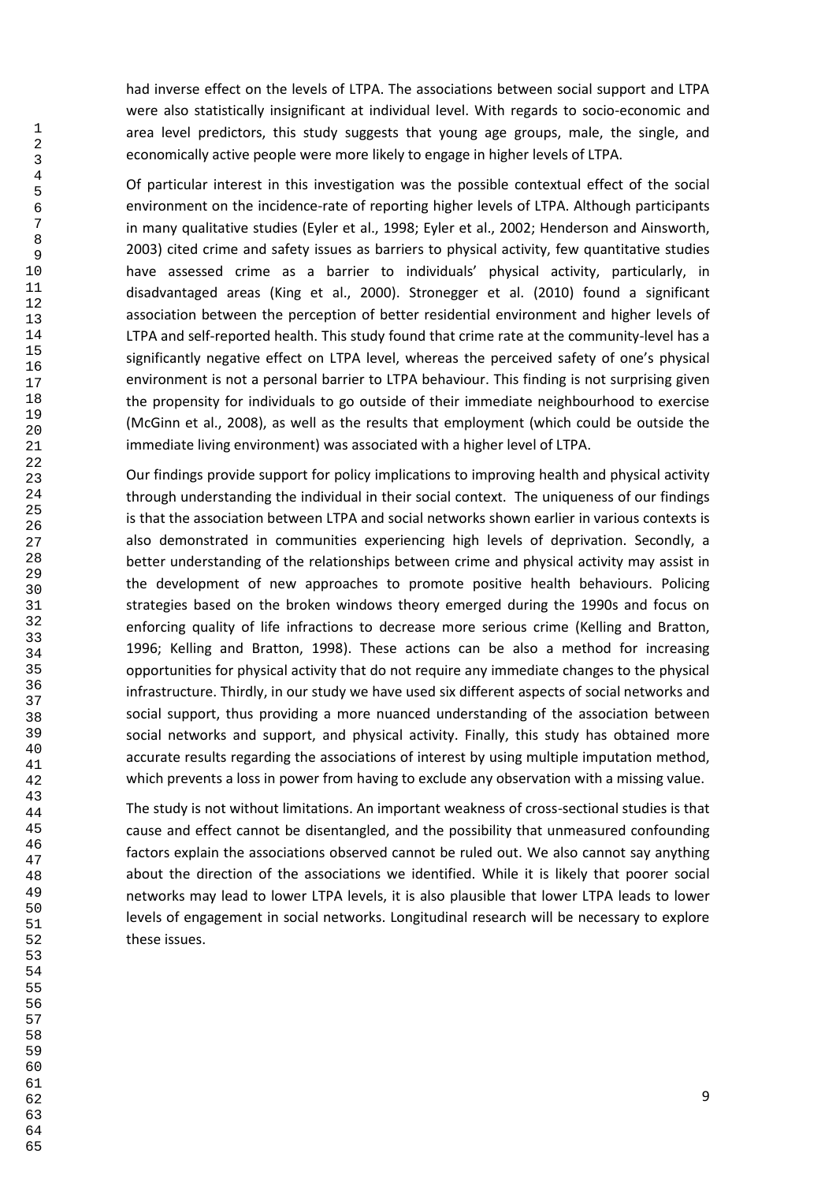had inverse effect on the levels of LTPA. The associations between social support and LTPA were also statistically insignificant at individual level. With regards to socio-economic and area level predictors, this study suggests that young age groups, male, the single, and economically active people were more likely to engage in higher levels of LTPA.

Of particular interest in this investigation was the possible contextual effect of the social environment on the incidence-rate of reporting higher levels of LTPA. Although participants in many qualitative studies (Eyler et al., 1998; Eyler et al., 2002; Henderson and Ainsworth, 2003) cited crime and safety issues as barriers to physical activity, few quantitative studies have assessed crime as a barrier to individuals' physical activity, particularly, in disadvantaged areas (King et al., 2000). Stronegger et al. (2010) found a significant association between the perception of better residential environment and higher levels of LTPA and self-reported health. This study found that crime rate at the community-level has a significantly negative effect on LTPA level, whereas the perceived safety of one's physical environment is not a personal barrier to LTPA behaviour. This finding is not surprising given the propensity for individuals to go outside of their immediate neighbourhood to exercise (McGinn et al., 2008), as well as the results that employment (which could be outside the immediate living environment) was associated with a higher level of LTPA.

Our findings provide support for policy implications to improving health and physical activity through understanding the individual in their social context. The uniqueness of our findings is that the association between LTPA and social networks shown earlier in various contexts is also demonstrated in communities experiencing high levels of deprivation. Secondly, a better understanding of the relationships between crime and physical activity may assist in the development of new approaches to promote positive health behaviours. Policing strategies based on the broken windows theory emerged during the 1990s and focus on enforcing quality of life infractions to decrease more serious crime (Kelling and Bratton, 1996; Kelling and Bratton, 1998). These actions can be also a method for increasing opportunities for physical activity that do not require any immediate changes to the physical infrastructure. Thirdly, in our study we have used six different aspects of social networks and social support, thus providing a more nuanced understanding of the association between social networks and support, and physical activity. Finally, this study has obtained more accurate results regarding the associations of interest by using multiple imputation method, which prevents a loss in power from having to exclude any observation with a missing value.

The study is not without limitations. An important weakness of cross-sectional studies is that cause and effect cannot be disentangled, and the possibility that unmeasured confounding factors explain the associations observed cannot be ruled out. We also cannot say anything about the direction of the associations we identified. While it is likely that poorer social networks may lead to lower LTPA levels, it is also plausible that lower LTPA leads to lower levels of engagement in social networks. Longitudinal research will be necessary to explore these issues.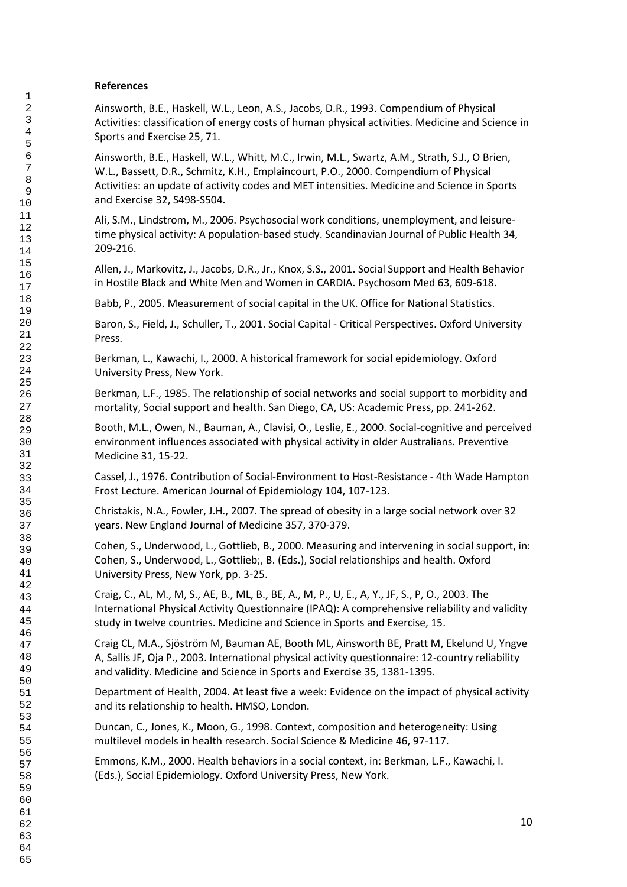**References**

Ainsworth, B.E., Haskell, W.L., Leon, A.S., Jacobs, D.R., 1993. Compendium of Physical Activities: classification of energy costs of human physical activities. Medicine and Science in Sports and Exercise 25, 71.

Ainsworth, B.E., Haskell, W.L., Whitt, M.C., Irwin, M.L., Swartz, A.M., Strath, S.J., O Brien, W.L., Bassett, D.R., Schmitz, K.H., Emplaincourt, P.O., 2000. Compendium of Physical Activities: an update of activity codes and MET intensities. Medicine and Science in Sports and Exercise 32, S498-S504.

Ali, S.M., Lindstrom, M., 2006. Psychosocial work conditions, unemployment, and leisure-time physical activity: A population-based study. Scandinavian Journal of Public Health 34, 209-216.

Allen, J., Markovitz, J., Jacobs, D.R., Jr., Knox, S.S., 2001. Social Support and Health Behavior in Hostile Black and White Men and Women in CARDIA. Psychosom Med 63, 609-618.

Babb, P., 2005. Measurement of social capital in the UK. Office for National Statistics.

Baron, S., Field, J., Schuller, T., 2001. Social Capital - Critical Perspectives. Oxford University Press.

Berkman, L., Kawachi, I., 2000. A historical framework for social epidemiology. Oxford University Press, New York.

Berkman, L.F., 1985. The relationship of social networks and social support to morbidity and mortality, Social support and health. San Diego, CA, US: Academic Press, pp. 241-262.

Booth, M.L., Owen, N., Bauman, A., Clavisi, O., Leslie, E., 2000. Social-cognitive and perceived environment influences associated with physical activity in older Australians. Preventive Medicine 31, 15-22.

Cassel, J., 1976. Contribution of Social-Environment to Host-Resistance - 4th Wade Hampton Frost Lecture. American Journal of Epidemiology 104, 107-123.

Christakis, N.A., Fowler, J.H., 2007. The spread of obesity in a large social network over 32 years. New England Journal of Medicine 357, 370-379.

Cohen, S., Underwood, L., Gottlieb, B., 2000. Measuring and intervening in social support, in: Cohen, S., Underwood, L., Gottlieb;, B. (Eds.), Social relationships and health. Oxford University Press, New York, pp. 3-25.

Craig, C., AL, M., M, S., AE, B., ML, B., BE, A., M, P., U, E., A, Y., JF, S., P, O., 2003. The International Physical Activity Questionnaire (IPAQ): A comprehensive reliability and validity study in twelve countries. Medicine and Science in Sports and Exercise, 15.

Craig CL, M.A., Sjöström M, Bauman AE, Booth ML, Ainsworth BE, Pratt M, Ekelund U, Yngve A, Sallis JF, Oja P., 2003. International physical activity questionnaire: 12-country reliability and validity. Medicine and Science in Sports and Exercise 35, 1381-1395.

Department of Health, 2004. At least five a week: Evidence on the impact of physical activity and its relationship to health. HMSO, London.

Duncan, C., Jones, K., Moon, G., 1998. Context, composition and heterogeneity: Using multilevel models in health research. Social Science & Medicine 46, 97-117.

Emmons, K.M., 2000. Health behaviors in a social context, in: Berkman, L.F., Kawachi, I. (Eds.), Social Epidemiology. Oxford University Press, New York.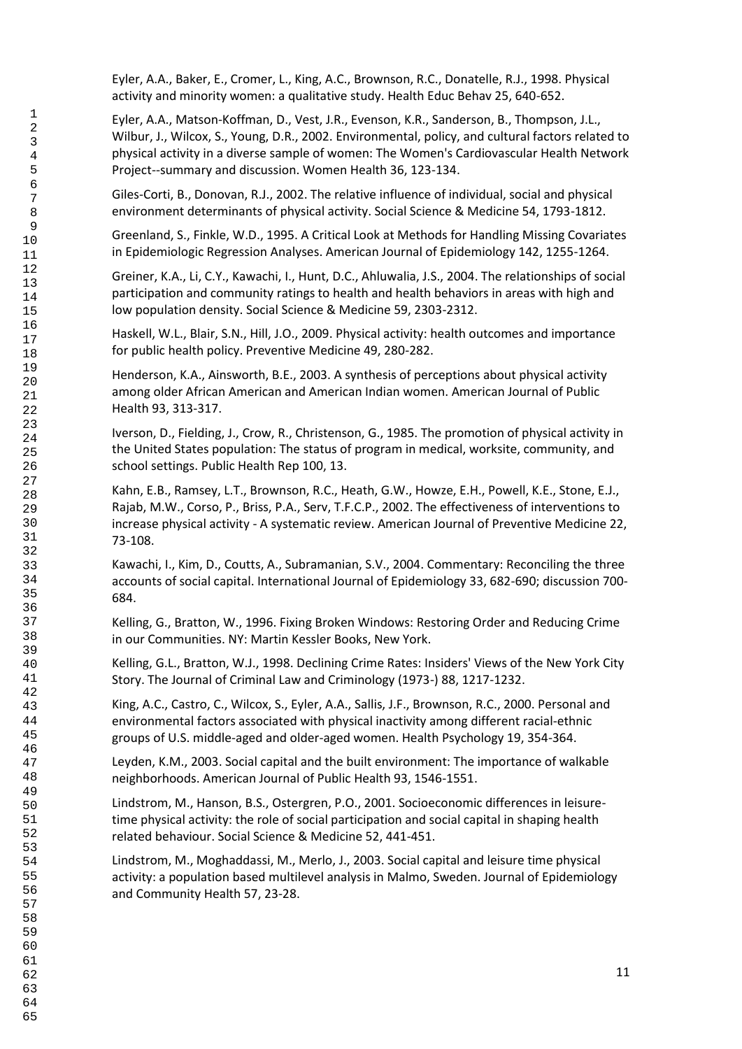Eyler, A.A., Baker, E., Cromer, L., King, A.C., Brownson, R.C., Donatelle, R.J., 1998. Physical activity and minority women: a qualitative study. Health Educ Behav 25, 640-652.

Eyler, A.A., Matson-Koffman, D., Vest, J.R., Evenson, K.R., Sanderson, B., Thompson, J.L., Wilbur, J., Wilcox, S., Young, D.R., 2002. Environmental, policy, and cultural factors related to physical activity in a diverse sample of women: The Women's Cardiovascular Health Network Project--summary and discussion. Women Health 36, 123-134.

Giles-Corti, B., Donovan, R.J., 2002. The relative influence of individual, social and physical environment determinants of physical activity. Social Science & Medicine 54, 1793-1812.

Greenland, S., Finkle, W.D., 1995. A Critical Look at Methods for Handling Missing Covariates in Epidemiologic Regression Analyses. American Journal of Epidemiology 142, 1255-1264.

Greiner, K.A., Li, C.Y., Kawachi, I., Hunt, D.C., Ahluwalia, J.S., 2004. The relationships of social participation and community ratings to health and health behaviors in areas with high and low population density. Social Science & Medicine 59, 2303-2312.

Haskell, W.L., Blair, S.N., Hill, J.O., 2009. Physical activity: health outcomes and importance for public health policy. Preventive Medicine 49, 280-282.

Henderson, K.A., Ainsworth, B.E., 2003. A synthesis of perceptions about physical activity among older African American and American Indian women. American Journal of Public Health 93, 313-317.

Iverson, D., Fielding, J., Crow, R., Christenson, G., 1985. The promotion of physical activity in the United States population: The status of program in medical, worksite, community, and school settings. Public Health Rep 100, 13.

Kahn, E.B., Ramsey, L.T., Brownson, R.C., Heath, G.W., Howze, E.H., Powell, K.E., Stone, E.J., Rajab, M.W., Corso, P., Briss, P.A., Serv, T.F.C.P., 2002. The effectiveness of interventions to increase physical activity - A systematic review. American Journal of Preventive Medicine 22, 73-108.

Kawachi, I., Kim, D., Coutts, A., Subramanian, S.V., 2004. Commentary: Reconciling the three accounts of social capital. International Journal of Epidemiology 33, 682-690; discussion 700-684.

Kelling, G., Bratton, W., 1996. Fixing Broken Windows: Restoring Order and Reducing Crime in our Communities. NY: Martin Kessler Books, New York.

Kelling, G.L., Bratton, W.J., 1998. Declining Crime Rates: Insiders' Views of the New York City Story. The Journal of Criminal Law and Criminology (1973-) 88, 1217-1232.

King, A.C., Castro, C., Wilcox, S., Eyler, A.A., Sallis, J.F., Brownson, R.C., 2000. Personal and environmental factors associated with physical inactivity among different racial-ethnic groups of U.S. middle-aged and older-aged women. Health Psychology 19, 354-364.

Leyden, K.M., 2003. Social capital and the built environment: The importance of walkable neighborhoods. American Journal of Public Health 93, 1546-1551.

Lindstrom, M., Hanson, B.S., Ostergren, P.O., 2001. Socioeconomic differences in leisure-time physical activity: the role of social participation and social capital in shaping health related behaviour. Social Science & Medicine 52, 441-451.

Lindstrom, M., Moghaddassi, M., Merlo, J., 2003. Social capital and leisure time physical activity: a population based multilevel analysis in Malmo, Sweden. Journal of Epidemiology and Community Health 57, 23-28.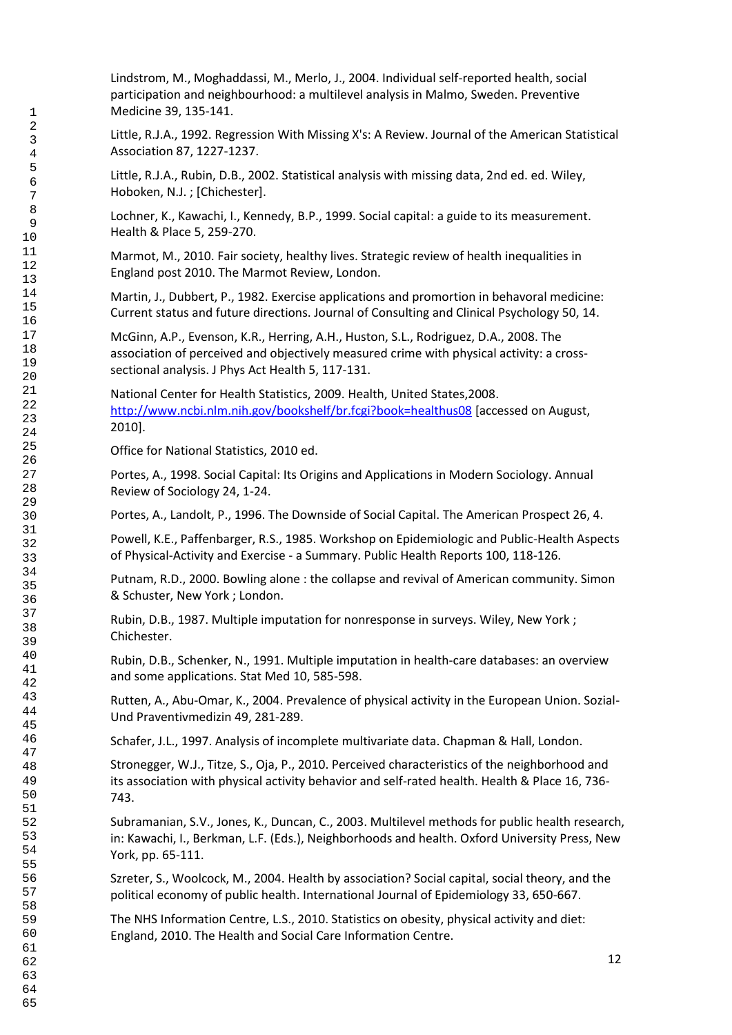Lindstrom, M., Moghaddassi, M., Merlo, J., 2004. Individual self-reported health, social participation and neighbourhood: a multilevel analysis in Malmo, Sweden. Preventive Medicine 39, 135-141.

Little, R.J.A., 1992. Regression With Missing X's: A Review. Journal of the American Statistical Association 87, 1227-1237.

Little, R.J.A., Rubin, D.B., 2002. Statistical analysis with missing data, 2nd ed. ed. Wiley, Hoboken, N.J. ; [Chichester].

Lochner, K., Kawachi, I., Kennedy, B.P., 1999. Social capital: a guide to its measurement. Health & Place 5, 259-270.

Marmot, M., 2010. Fair society, healthy lives. Strategic review of health inequalities in England post 2010. The Marmot Review, London.

Martin, J., Dubbert, P., 1982. Exercise applications and promortion in behavoral medicine: Current status and future directions. Journal of Consulting and Clinical Psychology 50, 14.

McGinn, A.P., Evenson, K.R., Herring, A.H., Huston, S.L., Rodriguez, D.A., 2008. The association of perceived and objectively measured crime with physical activity: a cross-sectional analysis. J Phys Act Health 5, 117-131.

National Center for Health Statistics, 2009. Health, United States,2008. http://www.ncbi.nlm.nih.gov/bookshelf/br.fcgi?book=healthus08 [accessed on August, 2010].

Office for National Statistics, 2010 ed.

Portes, A., 1998. Social Capital: Its Origins and Applications in Modern Sociology. Annual Review of Sociology 24, 1-24.

Portes, A., Landolt, P., 1996. The Downside of Social Capital. The American Prospect 26, 4.

Powell, K.E., Paffenbarger, R.S., 1985. Workshop on Epidemiologic and Public-Health Aspects of Physical-Activity and Exercise - a Summary. Public Health Reports 100, 118-126.

Putnam, R.D., 2000. Bowling alone : the collapse and revival of American community. Simon & Schuster, New York ; London.

Rubin, D.B., 1987. Multiple imputation for nonresponse in surveys. Wiley, New York ; Chichester.

Rubin, D.B., Schenker, N., 1991. Multiple imputation in health-care databases: an overview and some applications. Stat Med 10, 585-598.

Rutten, A., Abu-Omar, K., 2004. Prevalence of physical activity in the European Union. Sozial-Und Praventivmedizin 49, 281-289.

Schafer, J.L., 1997. Analysis of incomplete multivariate data. Chapman & Hall, London.

Stronegger, W.J., Titze, S., Oja, P., 2010. Perceived characteristics of the neighborhood and its association with physical activity behavior and self-rated health. Health & Place 16, 736-743.

Subramanian, S.V., Jones, K., Duncan, C., 2003. Multilevel methods for public health research, in: Kawachi, I., Berkman, L.F. (Eds.), Neighborhoods and health. Oxford University Press, New York, pp. 65-111.

Szreter, S., Woolcock, M., 2004. Health by association? Social capital, social theory, and the political economy of public health. International Journal of Epidemiology 33, 650-667.

The NHS Information Centre, L.S., 2010. Statistics on obesity, physical activity and diet: England, 2010. The Health and Social Care Information Centre.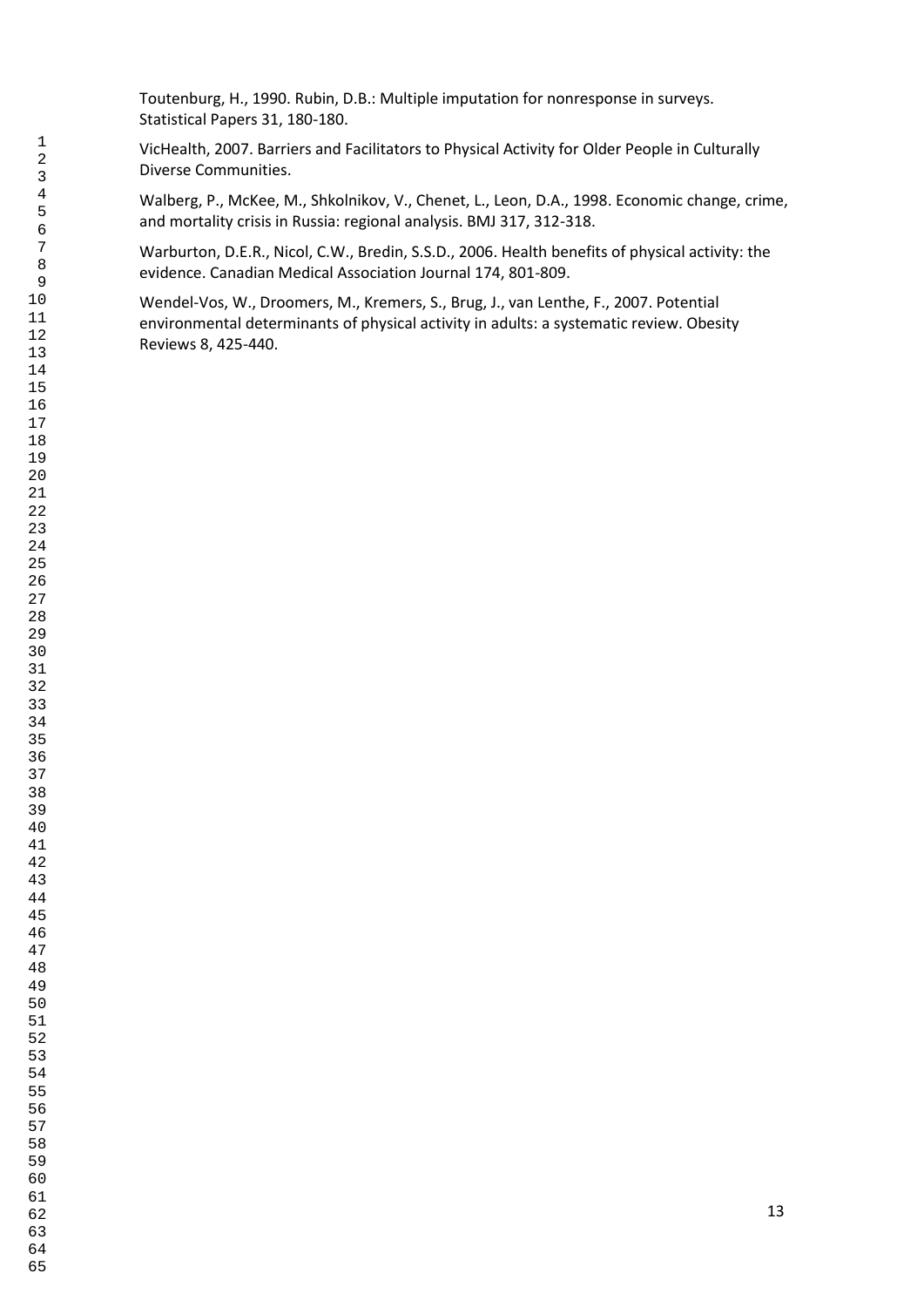Toutenburg, H., 1990. Rubin, D.B.: Multiple imputation for nonresponse in surveys. Statistical Papers 31, 180-180.

VicHealth, 2007. Barriers and Facilitators to Physical Activity for Older People in Culturally Diverse Communities.

Walberg, P., McKee, M., Shkolnikov, V., Chenet, L., Leon, D.A., 1998. Economic change, crime, and mortality crisis in Russia: regional analysis. BMJ 317, 312-318.

Warburton, D.E.R., Nicol, C.W., Bredin, S.S.D., 2006. Health benefits of physical activity: the evidence. Canadian Medical Association Journal 174, 801-809.

Wendel-Vos, W., Droomers, M., Kremers, S., Brug, J., van Lenthe, F., 2007. Potential environmental determinants of physical activity in adults: a systematic review. Obesity Reviews 8, 425-440.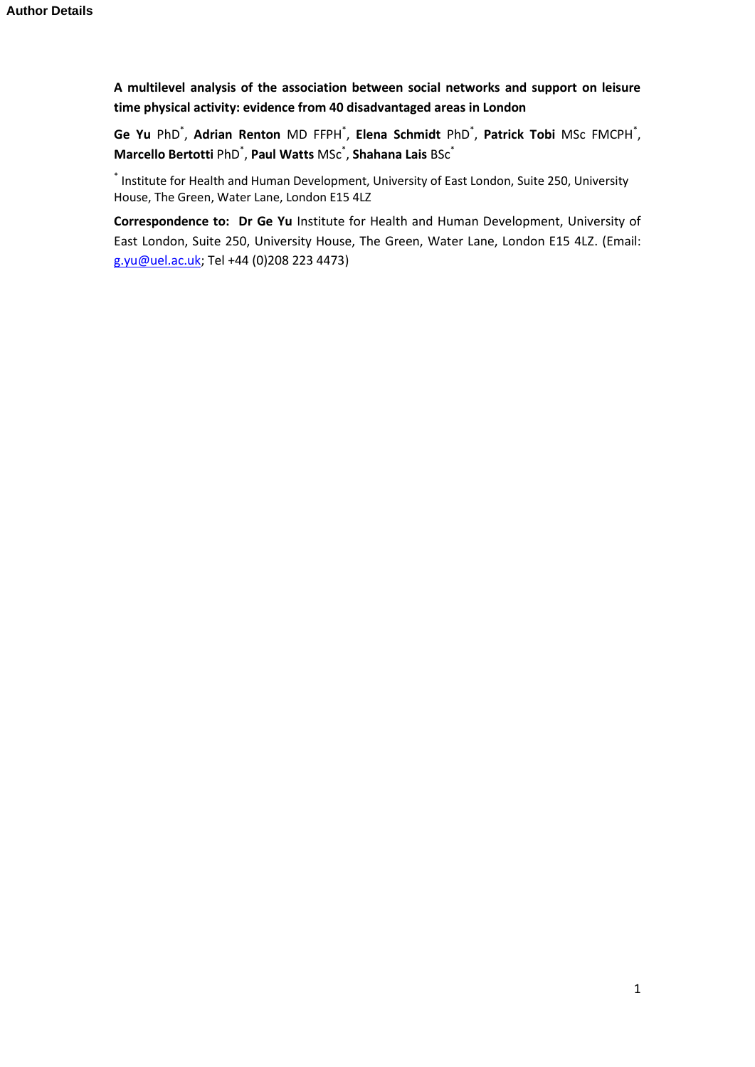**Author Details**

**A multilevel analysis of the association between social networks and support on leisure time physical activity: evidence from 40 disadvantaged areas in London**

**Ge Yu** PhD[*], **Adrian Renton** MD FFPH[*], **Elena Schmidt** PhD[*], **Patrick Tobi** MSc FMCPH[*], **Marcello Bertotti** PhD[*], **Paul Watts** MSc[*], **Shahana Lais** BSc[*]

[*] Institute for Health and Human Development, University of East London, Suite 250, University House, The Green, Water Lane, London E15 4LZ

**Correspondence to: Dr Ge Yu** Institute for Health and Human Development, University of East London, Suite 250, University House, The Green, Water Lane, London E15 4LZ. (Email: g.yu@uel.ac.uk; Tel +44 (0)208 223 4473)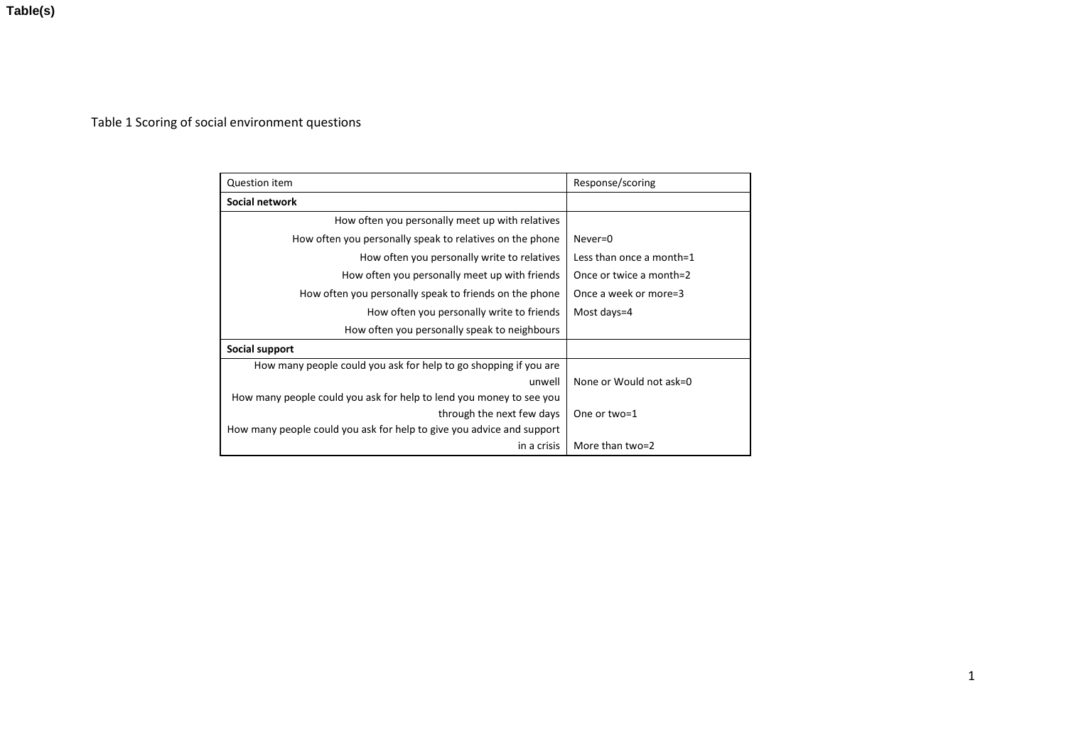Table(s)

Table 1 Scoring of social environment questions

| Question item | Response/scoring |
|---|---|
| **Social network** | |
| How often you personally meet up with relatives | |
| How often you personally speak to relatives on the phone | Never=0 |
| How often you personally write to relatives | Less than once a month=1 |
| How often you personally meet up with friends | Once or twice a month=2 |
| How often you personally speak to friends on the phone | Once a week or more=3 |
| How often you personally write to friends | Most days=4 |
| How often you personally speak to neighbours | |
| **Social support** | |
| How many people could you ask for help to go shopping if you are unwell | None or Would not ask=0 |
| How many people could you ask for help to lend you money to see you through the next few days | One or two=1 |
| How many people could you ask for help to give you advice and support in a crisis | More than two=2 |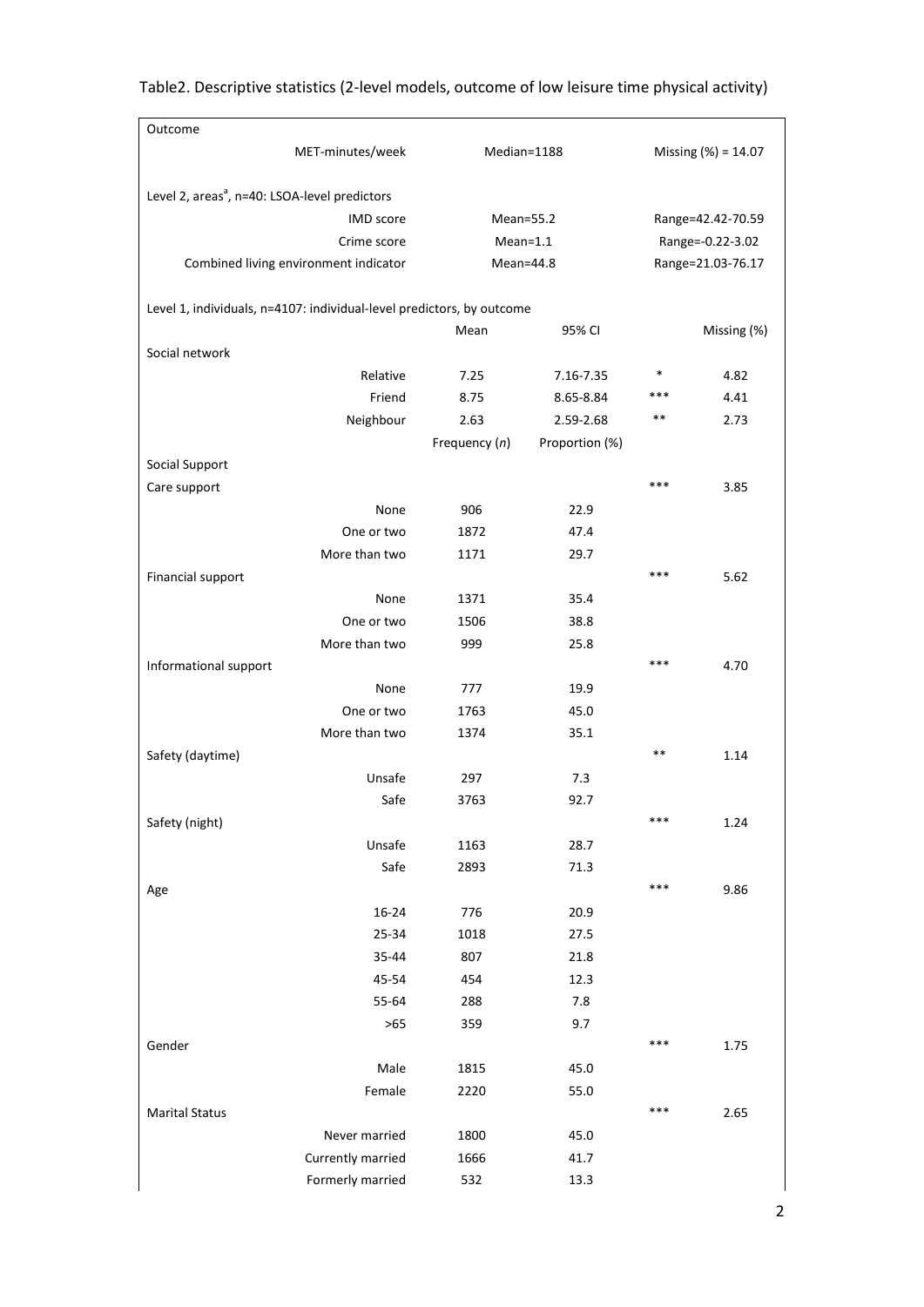Table2. Descriptive statistics (2-level models, outcome of low leisure time physical activity)

| | | | | |
|---|---|---|---|---|
| Outcome | | | | |
| MET-minutes/week | Median=1188 | | | Missing (%) = 14.07 |
| Level 2, areas[a], n=40: LSOA-level predictors | | | | |
| IMD score | Mean=55.2 | | | Range=42.42-70.59 |
| Crime score | Mean=1.1 | | | Range=-0.22-3.02 |
| Combined living environment indicator | Mean=44.8 | | | Range=21.03-76.17 |
| Level 1, individuals, n=4107: individual-level predictors, by outcome | | | | |
| | Mean | 95% CI | | Missing (%) |
| Social network | | | | |
| Relative | 7.25 | 7.16-7.35 | * | 4.82 |
| Friend | 8.75 | 8.65-8.84 | *** | 4.41 |
| Neighbour | 2.63 | 2.59-2.68 | ** | 2.73 |
| | Frequency (*n*) | Proportion (%) | | |
| Social Support | | | | |
| Care support | | | *** | 3.85 |
| None | 906 | 22.9 | | |
| One or two | 1872 | 47.4 | | |
| More than two | 1171 | 29.7 | | |
| Financial support | | | *** | 5.62 |
| None | 1371 | 35.4 | | |
| One or two | 1506 | 38.8 | | |
| More than two | 999 | 25.8 | | |
| Informational support | | | *** | 4.70 |
| None | 777 | 19.9 | | |
| One or two | 1763 | 45.0 | | |
| More than two | 1374 | 35.1 | | |
| Safety (daytime) | | | ** | 1.14 |
| Unsafe | 297 | 7.3 | | |
| Safe | 3763 | 92.7 | | |
| Safety (night) | | | *** | 1.24 |
| Unsafe | 1163 | 28.7 | | |
| Safe | 2893 | 71.3 | | |
| Age | | | *** | 9.86 |
| 16-24 | 776 | 20.9 | | |
| 25-34 | 1018 | 27.5 | | |
| 35-44 | 807 | 21.8 | | |
| 45-54 | 454 | 12.3 | | |
| 55-64 | 288 | 7.8 | | |
| >65 | 359 | 9.7 | | |
| Gender | | | *** | 1.75 |
| Male | 1815 | 45.0 | | |
| Female | 2220 | 55.0 | | |
| Marital Status | | | *** | 2.65 |
| Never married | 1800 | 45.0 | | |
| Currently married | 1666 | 41.7 | | |
| Formerly married | 532 | 13.3 | | |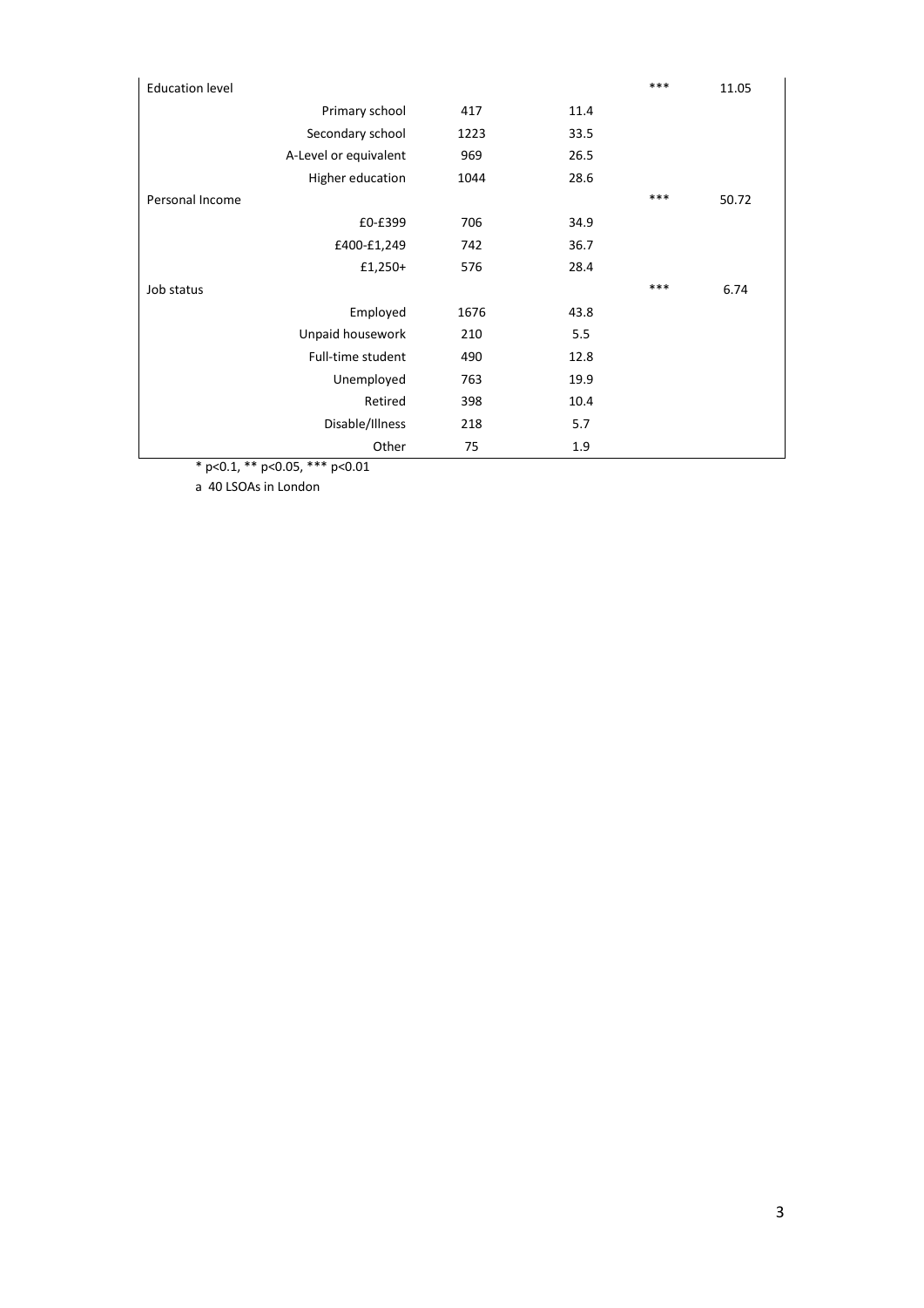| | | | | |
|---|---|---|---|---|
| Education level | | | *** | 11.05 |
| Primary school | 417 | 11.4 | | |
| Secondary school | 1223 | 33.5 | | |
| A-Level or equivalent | 969 | 26.5 | | |
| Higher education | 1044 | 28.6 | | |
| Personal Income | | | *** | 50.72 |
| £0-£399 | 706 | 34.9 | | |
| £400-£1,249 | 742 | 36.7 | | |
| £1,250+ | 576 | 28.4 | | |
| Job status | | | *** | 6.74 |
| Employed | 1676 | 43.8 | | |
| Unpaid housework | 210 | 5.5 | | |
| Full-time student | 490 | 12.8 | | |
| Unemployed | 763 | 19.9 | | |
| Retired | 398 | 10.4 | | |
| Disable/Illness | 218 | 5.7 | | |
| Other | 75 | 1.9 | | |

* p<0.1, ** p<0.05, *** p<0.01

a 40 LSOAs in London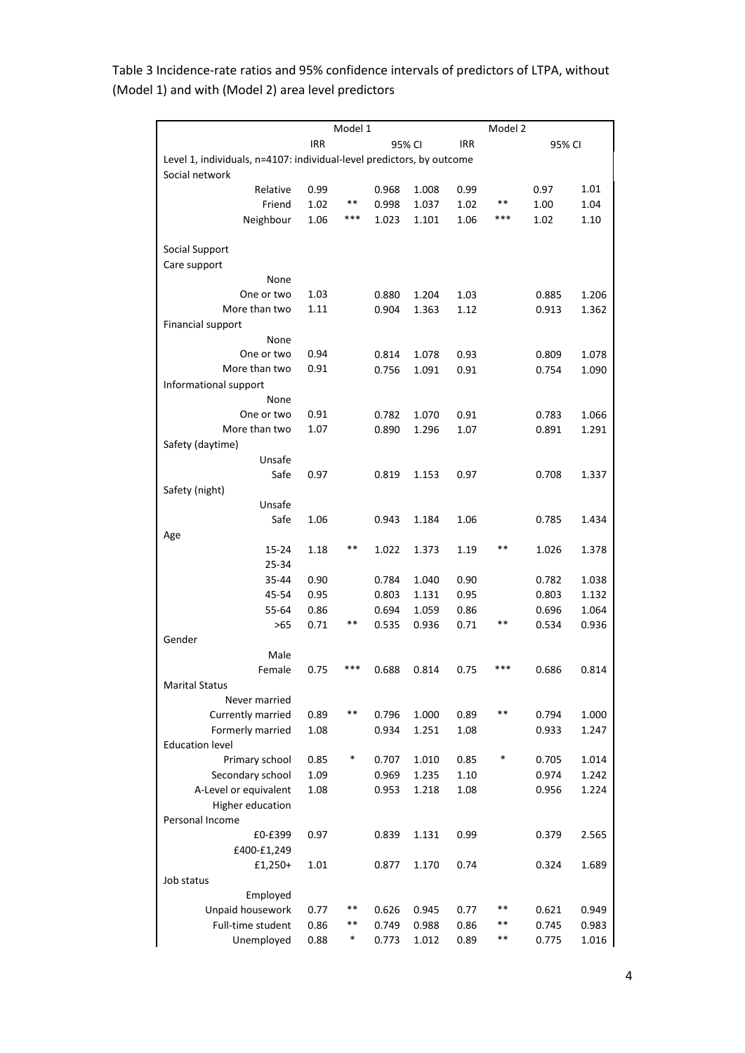Table 3 Incidence-rate ratios and 95% confidence intervals of predictors of LTPA, without (Model 1) and with (Model 2) area level predictors

| | Model 1 | | | | Model 2 | | | |
|---|---|---|---|---|---|---|---|---|
| | IRR | | 95% CI | | IRR | | 95% CI | |
| Level 1, individuals, n=4107: individual-level predictors, by outcome | | | | | | | | |
| Social network | | | | | | | | |
| Relative | 0.99 | | 0.968 | 1.008 | 0.99 | | 0.97 | 1.01 |
| Friend | 1.02 | ** | 0.998 | 1.037 | 1.02 | ** | 1.00 | 1.04 |
| Neighbour | 1.06 | *** | 1.023 | 1.101 | 1.06 | *** | 1.02 | 1.10 |
| Social Support | | | | | | | | |
| Care support | | | | | | | | |
| None | | | | | | | | |
| One or two | 1.03 | | 0.880 | 1.204 | 1.03 | | 0.885 | 1.206 |
| More than two | 1.11 | | 0.904 | 1.363 | 1.12 | | 0.913 | 1.362 |
| Financial support | | | | | | | | |
| None | | | | | | | | |
| One or two | 0.94 | | 0.814 | 1.078 | 0.93 | | 0.809 | 1.078 |
| More than two | 0.91 | | 0.756 | 1.091 | 0.91 | | 0.754 | 1.090 |
| Informational support | | | | | | | | |
| None | | | | | | | | |
| One or two | 0.91 | | 0.782 | 1.070 | 0.91 | | 0.783 | 1.066 |
| More than two | 1.07 | | 0.890 | 1.296 | 1.07 | | 0.891 | 1.291 |
| Safety (daytime) | | | | | | | | |
| Unsafe | | | | | | | | |
| Safe | 0.97 | | 0.819 | 1.153 | 0.97 | | 0.708 | 1.337 |
| Safety (night) | | | | | | | | |
| Unsafe | | | | | | | | |
| Safe | 1.06 | | 0.943 | 1.184 | 1.06 | | 0.785 | 1.434 |
| Age | | | | | | | | |
| 15-24 | 1.18 | ** | 1.022 | 1.373 | 1.19 | ** | 1.026 | 1.378 |
| 25-34 | | | | | | | | |
| 35-44 | 0.90 | | 0.784 | 1.040 | 0.90 | | 0.782 | 1.038 |
| 45-54 | 0.95 | | 0.803 | 1.131 | 0.95 | | 0.803 | 1.132 |
| 55-64 | 0.86 | | 0.694 | 1.059 | 0.86 | | 0.696 | 1.064 |
| >65 | 0.71 | ** | 0.535 | 0.936 | 0.71 | ** | 0.534 | 0.936 |
| Gender | | | | | | | | |
| Male | | | | | | | | |
| Female | 0.75 | *** | 0.688 | 0.814 | 0.75 | *** | 0.686 | 0.814 |
| Marital Status | | | | | | | | |
| Never married | | | | | | | | |
| Currently married | 0.89 | ** | 0.796 | 1.000 | 0.89 | ** | 0.794 | 1.000 |
| Formerly married | 1.08 | | 0.934 | 1.251 | 1.08 | | 0.933 | 1.247 |
| Education level | | | | | | | | |
| Primary school | 0.85 | * | 0.707 | 1.010 | 0.85 | * | 0.705 | 1.014 |
| Secondary school | 1.09 | | 0.969 | 1.235 | 1.10 | | 0.974 | 1.242 |
| A-Level or equivalent | 1.08 | | 0.953 | 1.218 | 1.08 | | 0.956 | 1.224 |
| Higher education | | | | | | | | |
| Personal Income | | | | | | | | |
| £0-£399 | 0.97 | | 0.839 | 1.131 | 0.99 | | 0.379 | 2.565 |
| £400-£1,249 | | | | | | | | |
| £1,250+ | 1.01 | | 0.877 | 1.170 | 0.74 | | 0.324 | 1.689 |
| Job status | | | | | | | | |
| Employed | | | | | | | | |
| Unpaid housework | 0.77 | ** | 0.626 | 0.945 | 0.77 | ** | 0.621 | 0.949 |
| Full-time student | 0.86 | ** | 0.749 | 0.988 | 0.86 | ** | 0.745 | 0.983 |
| Unemployed | 0.88 | * | 0.773 | 1.012 | 0.89 | ** | 0.775 | 1.016 |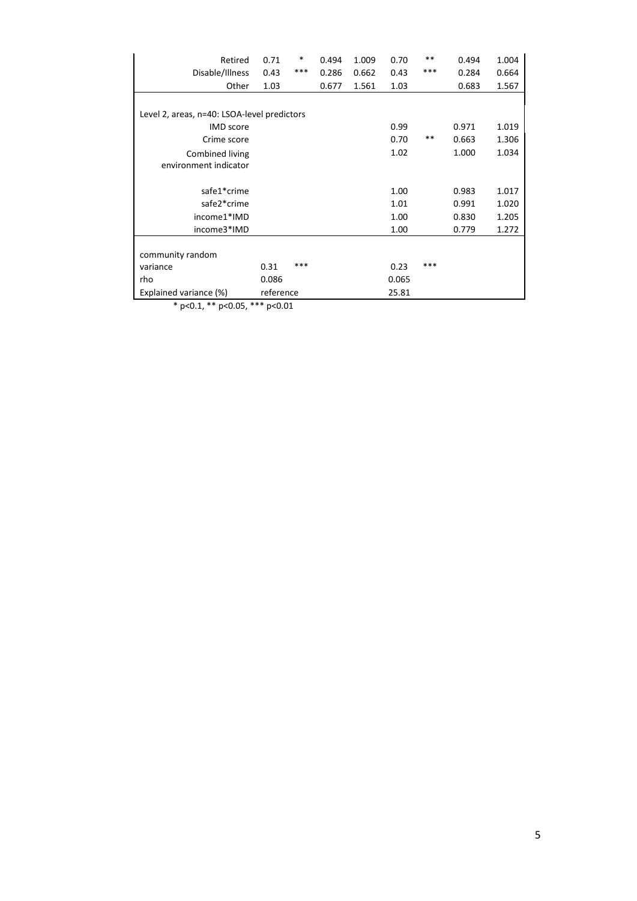| | | | | | | | | |
|---|---|---|---|---|---|---|---|---|
| Retired | 0.71 | * | 0.494 | 1.009 | 0.70 | ** | 0.494 | 1.004 |
| Disable/Illness | 0.43 | *** | 0.286 | 0.662 | 0.43 | *** | 0.284 | 0.664 |
| Other | 1.03 | | 0.677 | 1.561 | 1.03 | | 0.683 | 1.567 |
| Level 2, areas, n=40: LSOA-level predictors | | | | | | | | |
| IMD score | | | | | 0.99 | | 0.971 | 1.019 |
| Crime score | | | | | 0.70 | ** | 0.663 | 1.306 |
| Combined living environment indicator | | | | | 1.02 | | 1.000 | 1.034 |
| safe1*crime | | | | | 1.00 | | 0.983 | 1.017 |
| safe2*crime | | | | | 1.01 | | 0.991 | 1.020 |
| income1*IMD | | | | | 1.00 | | 0.830 | 1.205 |
| income3*IMD | | | | | 1.00 | | 0.779 | 1.272 |
| community random variance | 0.31 | *** | | | 0.23 | *** | | |
| rho | 0.086 | | | | 0.065 | | | |
| Explained variance (%) | reference | | | | 25.81 | | | |

* p<0.1, ** p<0.05, *** p<0.01